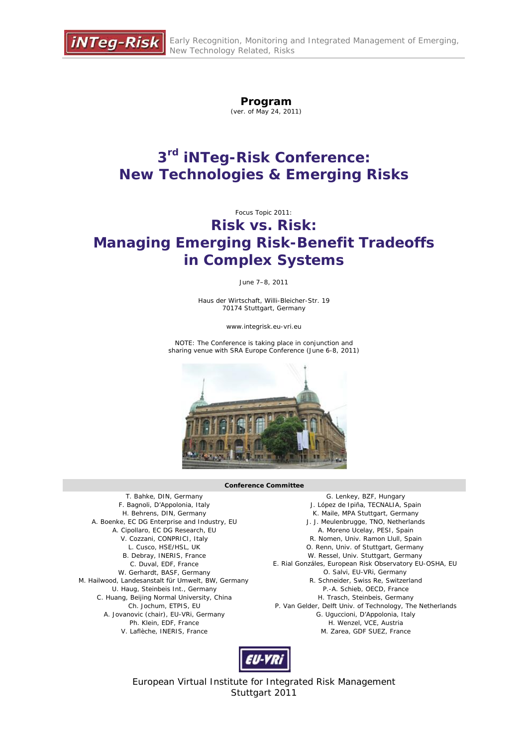**iNTeg-Risk** Early Recognition, Monitoring and Integrated Management of Emerging, New Technology Related, Risks

**Program**
(ver. of May 24, 2011)

# 3rd iNTeg-Risk Conference: New Technologies & Emerging Risks

Focus Topic 2011:

## Risk vs. Risk: Managing Emerging Risk-Benefit Tradeoffs in Complex Systems

June 7–8, 2011

Haus der Wirtschaft, Willi-Bleicher-Str. 19
70174 Stuttgart, Germany

www.integrisk.eu-vri.eu

NOTE: The Conference is taking place in conjunction and sharing venue with SRA Europe Conference (June 6-8, 2011)

**Conference Committee**

T. Bahke, DIN, Germany
F. Bagnoli, D'Appolonia, Italy
H. Behrens, DIN, Germany
A. Boenke, EC DG Enterprise and Industry, EU
A. Cipollaro, EC DG Research, EU
V. Cozzani, CONPRICI, Italy
L. Cusco, HSE/HSL, UK
B. Debray, INERIS, France
C. Duval, EDF, France
W. Gerhardt, BASF, Germany
M. Hailwood, Landesanstalt für Umwelt, BW, Germany
U. Haug, Steinbeis Int., Germany
C. Huang, Beijing Normal University, China
Ch. Jochum, ETPIS, EU
A. Jovanovic (chair), EU-VRi, Germany
Ph. Klein, EDF, France
V. Laflèche, INERIS, France
G. Lenkey, BZF, Hungary
J. López de Ipiña, TECNALIA, Spain
K. Maile, MPA Stuttgart, Germany
J. J. Meulenbrugge, TNO, Netherlands
A. Moreno Ucelay, PESI, Spain
R. Nomen, Univ. Ramon Llull, Spain
O. Renn, Univ. of Stuttgart, Germany
W. Ressel, Univ. Stuttgart, Germany
E. Rial Gonzáles, European Risk Observatory EU-OSHA, EU
O. Salvi, EU-VRi, Germany
R. Schneider, Swiss Re, Switzerland
P.-A. Schieb, OECD, France
H. Trasch, Steinbeis, Germany
P. Van Gelder, Delft Univ. of Technology, The Netherlands
G. Uguccioni, D'Appolonia, Italy
H. Wenzel, VCE, Austria
M. Zarea, GDF SUEZ, France

EU-VRi

European Virtual Institute for Integrated Risk Management
Stuttgart 2011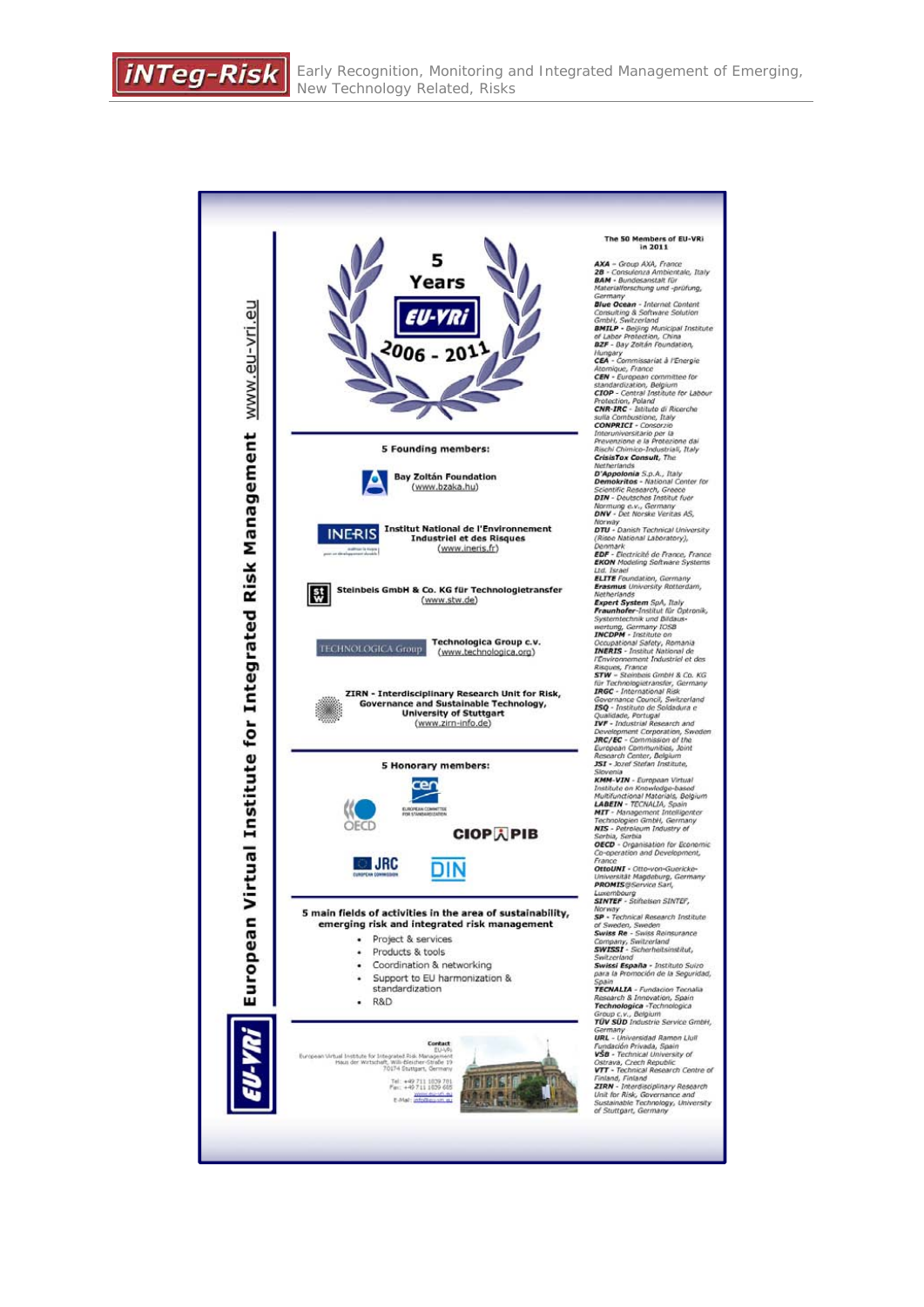# European Virtual Institute for Integrated Risk Management www.eu-vri.eu

5 Years EU-VRi 2006 - 2011

## 5 Founding members:

- **Bay Zoltán Foundation** (www.bzaka.hu)
- **Institut National de l'Environnement Industriel et des Risques** (www.ineris.fr)
- **Steinbeis GmbH & Co. KG für Technologietransfer** (www.stw.de)
- **Technologica Group c.v.** (www.technologica.org)
- **ZIRN - Interdisciplinary Research Unit for Risk, Governance and Sustainable Technology, University of Stuttgart** (www.zirn-info.de)

## 5 Honorary members:

CEN, OECD, CIOP PIB, JRC, DIN

## 5 main fields of activities in the area of sustainability, emerging risk and integrated risk management

- Project & services
- Products & tools
- Coordination & networking
- Support to EU harmonization & standardization
- R&D

**Contact**
EU-VRi
European Virtual Institute for Integrated Risk Management
Haus der Wirtschaft, Willi-Bleicher-Straße 19
70174 Stuttgart, Germany

Tel: +49 711 1839 781
Fax: +49 711 1839 685
www.eu-vri.eu
E-Mail: info@eu-vri.eu

## The 50 Members of EU-VRi in 2011

**AXA** - Group AXA, France
**2B** - Consulenza Ambientale, Italy
**BAM** - Bundesanstalt für Materialforschung und -prüfung, Germany
**Blue Ocean** - Internet Content Consulting & Software Solution GmbH, Switzerland
**BMILP** - Beijing Municipal Institute of Labor Protection, China
**BZF** - Bay Zoltán Foundation, Hungary
**CEA** - Commissariat à l'Energie Atomique, France
**CEN** - European committee for standardization, Belgium
**CIOP** - Central Institute for Labour Protection, Poland
**CNR-IRC** - Istituto di Ricerche sulla Combustione, Italy
**CONPRICI** - Consorzio Interuniversitario per la Prevenzione e la Protezione dai Rischi Chimico-Industriali, Italy
**CrisisTox Consult**, The Netherlands
**D'Appolonia** S.p.A., Italy
**Demokritos** - National Center for Scientific Research, Greece
**DIN** - Deutsches Institut fuer Normung e.v., Germany
**DNV** - Det Norske Veritas AS, Norway
**DTU** - Danish Technical University (Risøe National Laboratory), Denmark
**EDF** - Électricité de France, France
**EKON** Modeling Software Systems Ltd. Israel
**ELITE** Foundation, Germany
**Erasmus** University Rotterdam, Netherlands
**Expert System** SpA, Italy
**Fraunhofer**-Institut für Optronik, Systemtechnik und Bildauswertung, Germany IOSB
**INCDPM** - Institute on Occupational Safety, Romania
**INERIS** - Institut National de l'Environnement Industriel et des Risques, France
**STW** - Steinbeis GmbH & Co. KG für Technologietransfer, Germany
**IRGC** - International Risk Governance Council, Switzerland
**ISQ** - Instituto de Soldadura e Qualidade, Portugal
**IVF** - Industrial Research and Development Corporation, Sweden
**JRC/EC** - Commission of the European Communities, Joint Research Center, Belgium
**JSI** - Jozef Stefan Institute, Slovenia
**KMM-VIN** - European Virtual Institute on Knowledge-based Multifunctional Materials, Belgium
**LABEIN** - TECNALIA, Spain
**MIT** - Management Intelligenter Technologien GmbH, Germany
**NIS** - Petroleum Industry of Serbia, Serbia
**OECD** - Organisation for Economic Co-operation and Development, France
**OttoUNI** - Otto-von-Guericke-Universität Magdeburg, Germany
**PROMIS**@Service Sarl, Luxembourg
**SINTEF** - Stiftelsen SINTEF, Norway
**SP** - Technical Research Institute of Sweden, Sweden
**Swiss Re** - Swiss Reinsurance Company, Switzerland
**SWISSI** - Sicherheitsinstitut, Switzerland
**Swissi España** - Instituto Suizo para la Promoción de la Seguridad, Spain
**TECNALIA** - Fundacion Tecnalia Research & Innovation, Spain
**Technologica** -Technologica Group c.v., Belgium
**TÜV SÜD** Industrie Service GmbH, Germany
**URL** - Universidad Ramon Llull Fundación Privada, Spain
**VŠB** - Technical University of Ostrava, Czech Republic
**VTT** - Technical Research Centre of Finland, Finland
**ZIRN** - Interdisciplinary Research Unit for Risk, Governance and Sustainable Technology, University of Stuttgart, Germany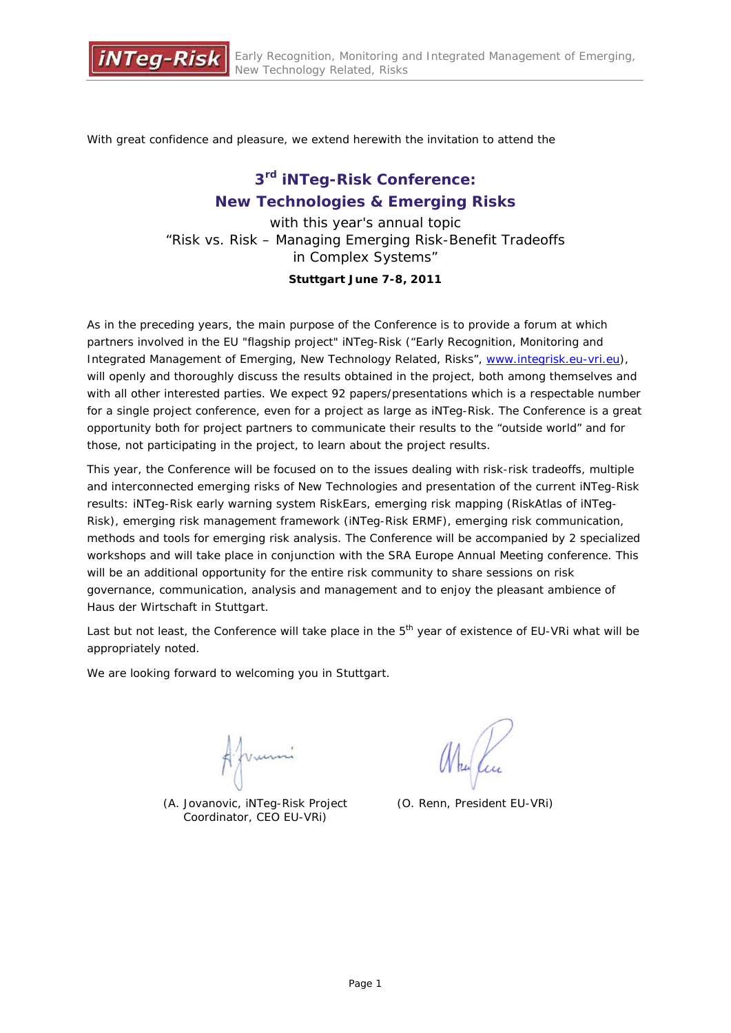With great confidence and pleasure, we extend herewith the invitation to attend the

# 3rd iNTeg-Risk Conference: New Technologies & Emerging Risks

with this year's annual topic
"Risk vs. Risk – Managing Emerging Risk-Benefit Tradeoffs in Complex Systems"

**Stuttgart June 7-8, 2011**

As in the preceding years, the main purpose of the Conference is to provide a forum at which partners involved in the EU "flagship project" iNTeg-Risk ("Early Recognition, Monitoring and Integrated Management of Emerging, New Technology Related, Risks", www.integrisk.eu-vri.eu), will openly and thoroughly discuss the results obtained in the project, both among themselves and with all other interested parties. We expect 92 papers/presentations which is a respectable number for a single project conference, even for a project as large as iNTeg-Risk. The Conference is a great opportunity both for project partners to communicate their results to the "outside world" and for those, not participating in the project, to learn about the project results.

This year, the Conference will be focused on to the issues dealing with risk-risk tradeoffs, multiple and interconnected emerging risks of New Technologies and presentation of the current iNTeg-Risk results: iNTeg-Risk early warning system RiskEars, emerging risk mapping (RiskAtlas of iNTeg-Risk), emerging risk management framework (iNTeg-Risk ERMF), emerging risk communication, methods and tools for emerging risk analysis. The Conference will be accompanied by 2 specialized workshops and will take place in conjunction with the SRA Europe Annual Meeting conference. This will be an additional opportunity for the entire risk community to share sessions on risk governance, communication, analysis and management and to enjoy the pleasant ambience of Haus der Wirtschaft in Stuttgart.

Last but not least, the Conference will take place in the 5th year of existence of EU-VRi what will be appropriately noted.

We are looking forward to welcoming you in Stuttgart.

(A. Jovanovic, iNTeg-Risk Project Coordinator, CEO EU-VRi)

(O. Renn, President EU-VRi)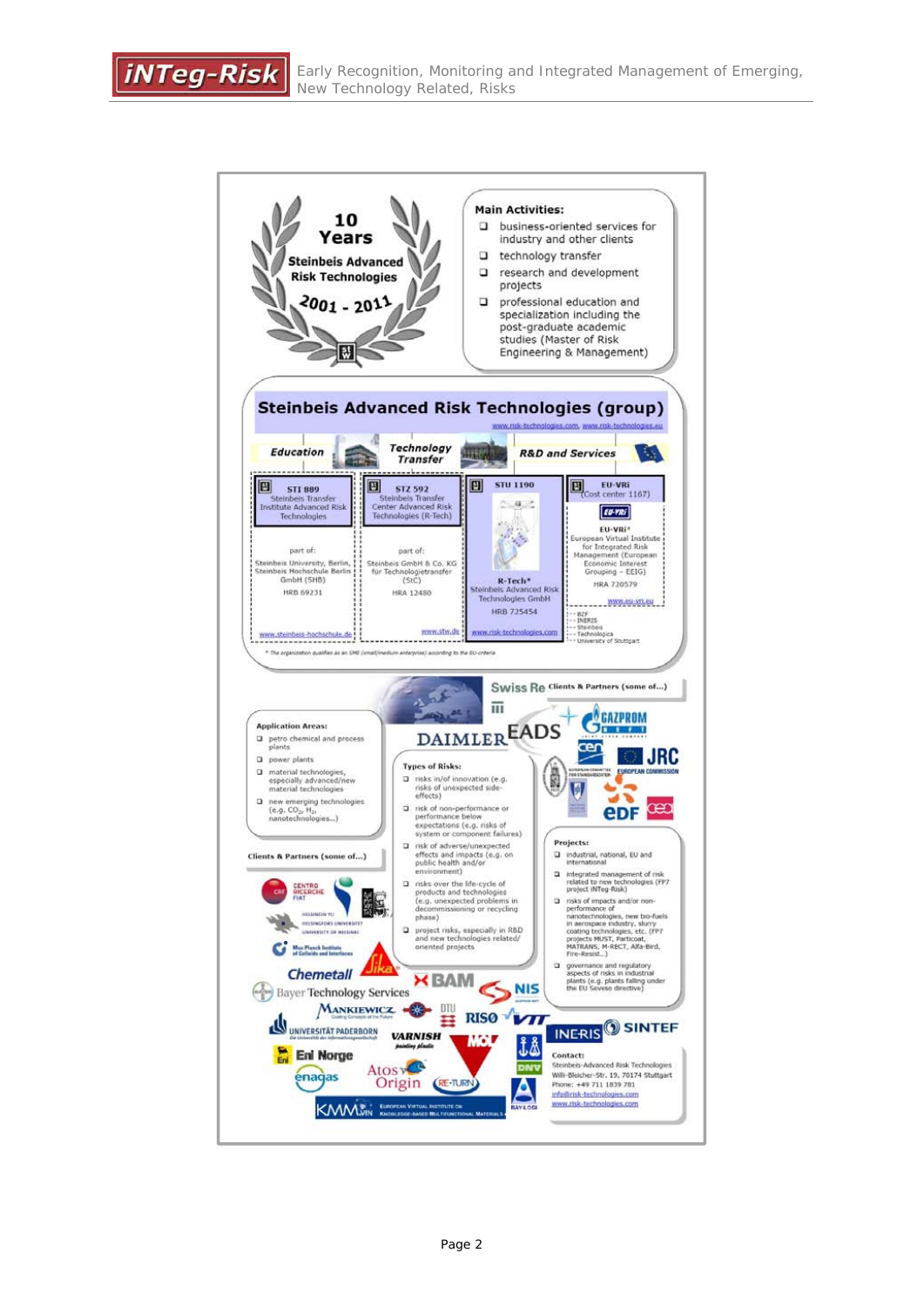10 Years

Steinbeis Advanced Risk Technologies

2001 - 2011

**Main Activities:**

- business-oriented services for industry and other clients
- technology transfer
- research and development projects
- professional education and specialization including the post-graduate academic studies (Master of Risk Engineering & Management)

## Steinbeis Advanced Risk Technologies (group)

www.risk-technologies.com, www.risk-technologies.eu

*Education* | *Technology Transfer* | *R&D and Services*

**STI 889**
Steinbeis Transfer Institute Advanced Risk Technologies

part of:
Steinbeis University, Berlin, Steinbeis Hochschule Berlin GmbH (SHB)
HRB 69231

www.steinbeis-hochschule.de

**STZ 592**
Steinbeis Transfer Center Advanced Risk Technologies (R-Tech)

part of:
Steinbeis GmbH & Co. KG für Technologietransfer (StC)
HRA 12480

www.stw.de

**STU 1190**

R-Tech*
Steinbeis Advanced Risk Technologies GmbH
HRB 725454

www.risk-technologies.com

**EU-VRi**
(Cost center 1167)

EU-VRi*
European Virtual Institute for Integrated Risk Management (European Economic Interest Grouping – EEIG)
HRA 720579

www.eu-vri.eu

- BZF
- INERIS
- Steinbeis
- Technologica
- University of Stuttgart

\* The organization qualifies as an SME (small/medium enterprise) according to the EU-criteria

**Application Areas:**

- petro chemical and process plants
- power plants
- material technologies, especially advanced/new material technologies
- new emerging technologies (e.g. $CO_2$, $H_2$, nanotechnologies...)

**Types of Risks:**

- risks in/of innovation (e.g. risks of unexpected side-effects)
- risk of non-performance or performance below expectations (e.g. risks of system or component failures)
- risk of adverse/unexpected effects and impacts (e.g. on public health and/or environment)
- risks over the life-cycle of products and technologies (e.g. unexpected problems in decommissioning or recycling phase)
- project risks, especially in R&D and new technologies related/oriented projects

**Projects:**

- industrial, national, EU and international
- integrated management of risk related to new technologies (FP7 project iNTeg-Risk)
- risks of impacts and/or non-performance of nanotechnologies, new bio-fuels in aerospace industry, slurry coating technologies, etc. (FP7 projects MUST, Particoat, MATRANS, M-RECT, Alfa-Bird, Fire-Resist...)
- governance and regulatory aspects of risks in industrial plants (e.g. plants falling under the EU Seveso directive)

**Clients & Partners (some of...)**

Swiss Re, Daimler, EADS, Gazprom, CEN, JRC European Commission, EDF, CEA, Centro Ricerche Fiat, Helsinki University, Max Planck Institute of Colloids and Interfaces, Sika, Chemetall, Bayer Technology Services, BAM, NIS, Mankiewicz, DTU, Risø, VTT, Universität Paderborn, Varnish, MOL, INERIS, SINTEF, Eni Norge, Enagas, Atos Origin, RE-TURN, DNV, KMM-VIN European Virtual Institute on Knowledge-based Multifunctional Materials

**Contact:**
Steinbeis-Advanced Risk Technologies
Willi-Bleicher-Str. 19, 70174 Stuttgart
Phone: +49 711 1839 781
info@risk-technologies.com
www.risk-technologies.com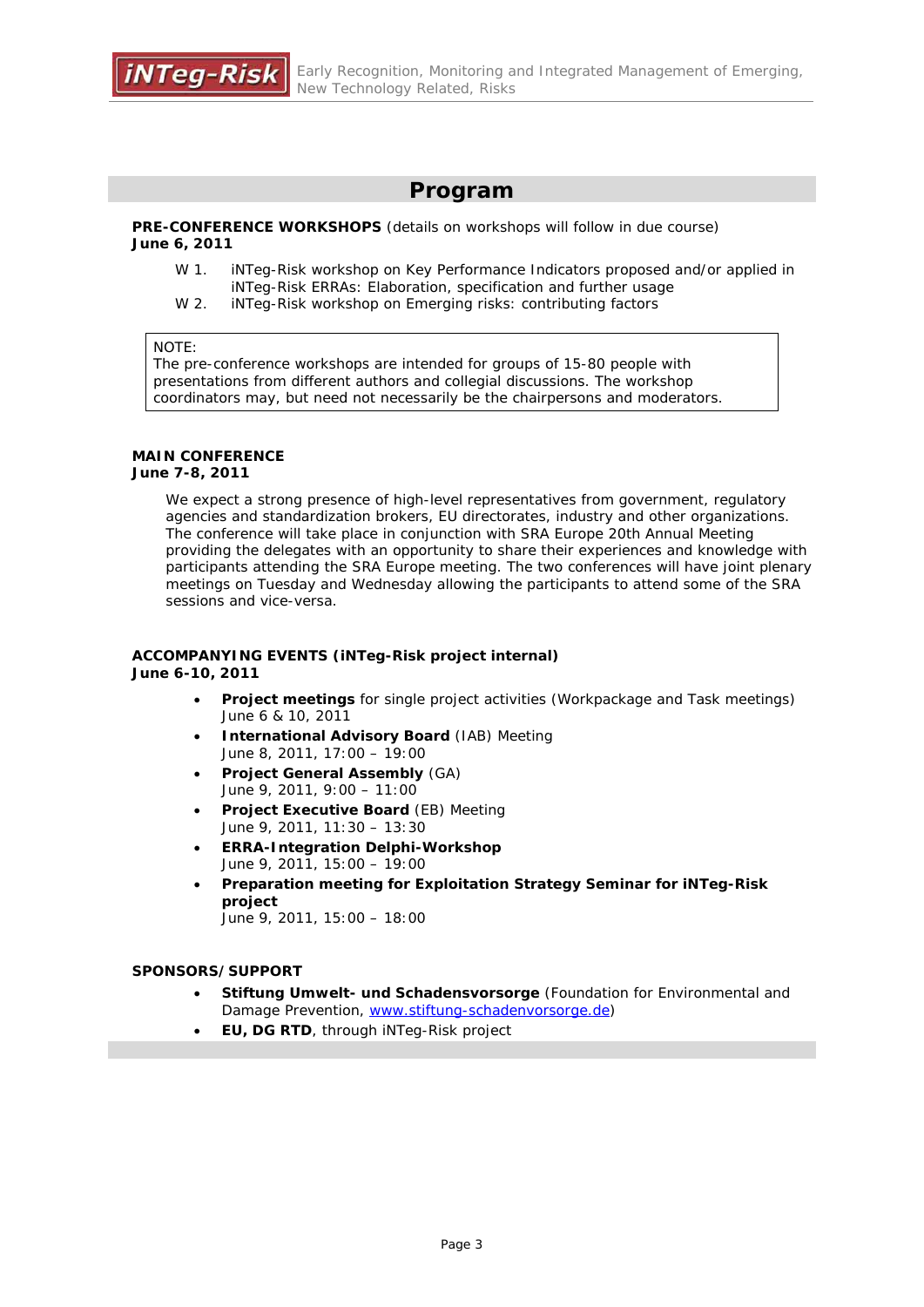# Program

**PRE-CONFERENCE WORKSHOPS** (details on workshops will follow in due course)
**June 6, 2011**

W 1. iNTeg-Risk workshop on Key Performance Indicators proposed and/or applied in iNTeg-Risk ERRAs: Elaboration, specification and further usage

W 2. iNTeg-Risk workshop on Emerging risks: contributing factors

> NOTE:
> The pre-conference workshops are intended for groups of 15-80 people with presentations from different authors and collegial discussions. The workshop coordinators may, but need not necessarily be the chairpersons and moderators.

**MAIN CONFERENCE**
**June 7-8, 2011**

We expect a strong presence of high-level representatives from government, regulatory agencies and standardization brokers, EU directorates, industry and other organizations. The conference will take place in conjunction with SRA Europe 20th Annual Meeting providing the delegates with an opportunity to share their experiences and knowledge with participants attending the SRA Europe meeting. The two conferences will have joint plenary meetings on Tuesday and Wednesday allowing the participants to attend some of the SRA sessions and vice-versa.

**ACCOMPANYING EVENTS (iNTeg-Risk project internal)**
**June 6-10, 2011**

- **Project meetings** for single project activities (Workpackage and Task meetings)
  June 6 & 10, 2011
- **International Advisory Board** (IAB) Meeting
  June 8, 2011, 17:00 – 19:00
- **Project General Assembly** (GA)
  June 9, 2011, 9:00 – 11:00
- **Project Executive Board** (EB) Meeting
  June 9, 2011, 11:30 – 13:30
- **ERRA-Integration Delphi-Workshop**
  June 9, 2011, 15:00 – 19:00
- **Preparation meeting for Exploitation Strategy Seminar for iNTeg-Risk project**
  June 9, 2011, 15:00 – 18:00

**SPONSORS/SUPPORT**

- **Stiftung Umwelt- und Schadensvorsorge** (Foundation for Environmental and Damage Prevention, www.stiftung-schadenvorsorge.de)
- **EU, DG RTD**, through iNTeg-Risk project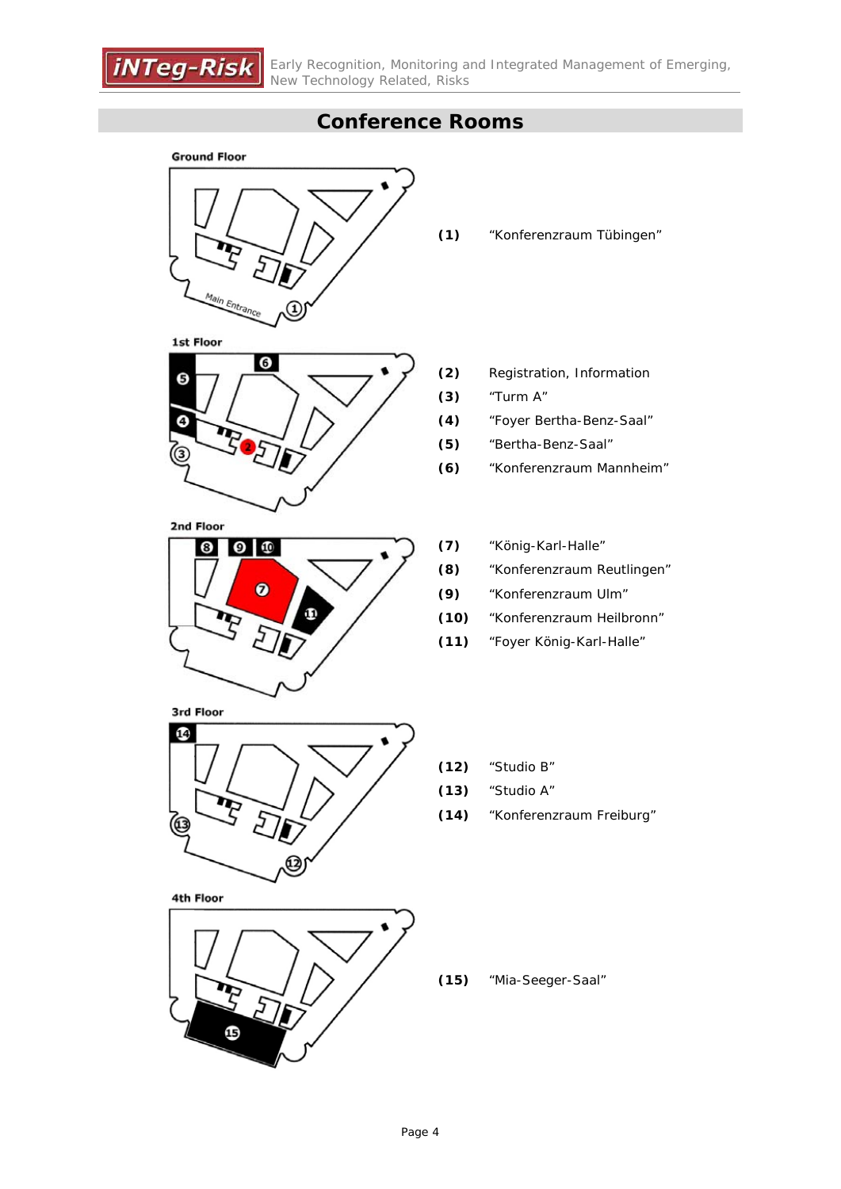# Conference Rooms

**Ground Floor**

**(1)** "Konferenzraum Tübingen"

**1st Floor**

**(2)** Registration, Information

**(3)** "Turm A"

**(4)** "Foyer Bertha-Benz-Saal"

**(5)** "Bertha-Benz-Saal"

**(6)** "Konferenzraum Mannheim"

**2nd Floor**

**(7)** "König-Karl-Halle"

**(8)** "Konferenzraum Reutlingen"

**(9)** "Konferenzraum Ulm"

**(10)** "Konferenzraum Heilbronn"

**(11)** "Foyer König-Karl-Halle"

**3rd Floor**

**(12)** "Studio B"

**(13)** "Studio A"

**(14)** "Konferenzraum Freiburg"

**4th Floor**

**(15)** "Mia-Seeger-Saal"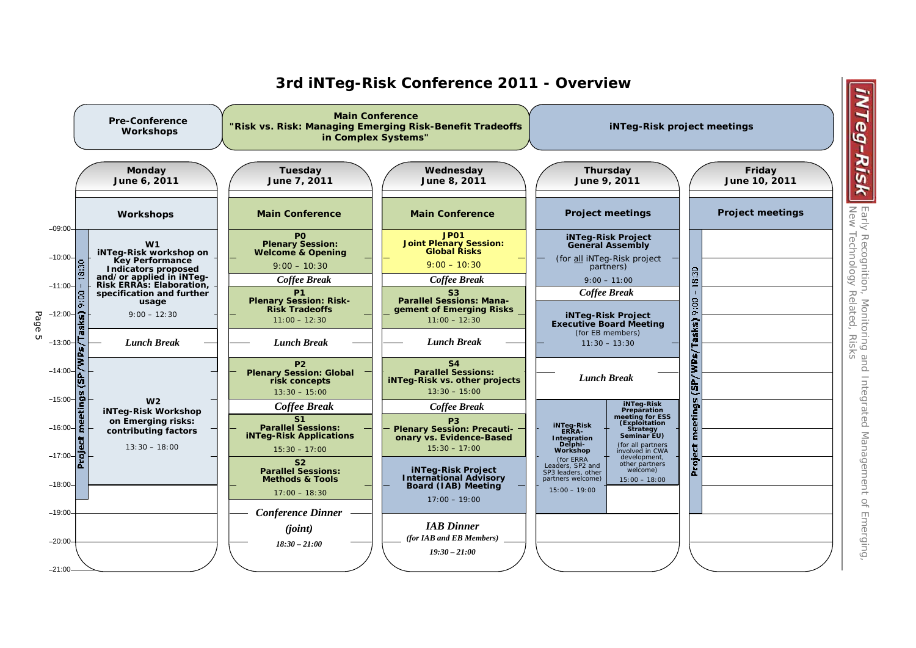# 3rd iNTeg-Risk Conference 2011 - Overview

| Pre-Conference Workshops | Main Conference "Risk vs. Risk: Managing Emerging Risk-Benefit Tradeoffs in Complex Systems" | | iNTeg-Risk project meetings | |
|---|---|---|---|---|
| **Monday June 6, 2011** | **Tuesday June 7, 2011** | **Wednesday June 8, 2011** | **Thursday June 9, 2011** | **Friday June 10, 2011** |
| **Workshops** | **Main Conference** | **Main Conference** | **Project meetings** | **Project meetings** |
| Project meetings (SP/WPs/Tasks) 9:00 – 18:30 | **P0** Plenary Session: Welcome & Opening 9:00 – 10:30 | **JP01** Joint Plenary Session: Global Risks 9:00 – 10:30 | **iNTeg-Risk Project General Assembly** (for all iNTeg-Risk project partners) 9:00 – 11:00 | Project meetings (SP/WPs/Tasks) 9:00 – 18:30 |
| **W1** iNTeg-Risk workshop on Key Performance Indicators proposed and/or applied in iNTeg-Risk ERRAs: Elaboration, specification and further usage 9:00 – 12:30 | *Coffee Break* | *Coffee Break* | *Coffee Break* | |
| | **P1** Plenary Session: Risk-Risk Tradeoffs 11:00 – 12:30 | **S3** Parallel Sessions: Management of Emerging Risks 11:00 – 12:30 | **iNTeg-Risk Project Executive Board Meeting** (for EB members) 11:30 – 13:30 | |
| *Lunch Break* | *Lunch Break* | *Lunch Break* | *Lunch Break* | |
| **W2** iNTeg-Risk Workshop on Emerging risks: contributing factors 13:30 – 18:00 | **P2** Plenary Session: Global risk concepts 13:30 – 15:00 | **S4** Parallel Sessions: iNTeg-Risk vs. other projects 13:30 – 15:00 | **iNTeg-Risk ERRA-Integration Delphi-Workshop** (for ERRA Leaders, SP2 and SP3 leaders, other partners welcome) 15:00 – 19:00 / **iNTeg-Risk Preparation meeting for ESS (Exploitation Strategy Seminar EU)** (for all partners involved in CWA development, other partners welcome) 15:00 – 18:00 | |
| | *Coffee Break* | *Coffee Break* | | |
| | **S1** Parallel Sessions: iNTeg-Risk Applications 15:30 – 17:00 | **P3** Plenary Session: Precautionary vs. Evidence-Based 15:30 – 17:00 | | |
| | **S2** Parallel Sessions: Methods & Tools 17:00 – 18:30 | **iNTeg-Risk Project International Advisory Board (IAB) Meeting** 17:00 – 19:00 | | |
| | *Conference Dinner (joint) 18:30 – 21:00* | *IAB Dinner (for IAB and EB Members) 19:30 – 21:00* | | |

iNTeg-Risk — Early Recognition, Monitoring and Integrated Management of Emerging, New Technology Related, Risks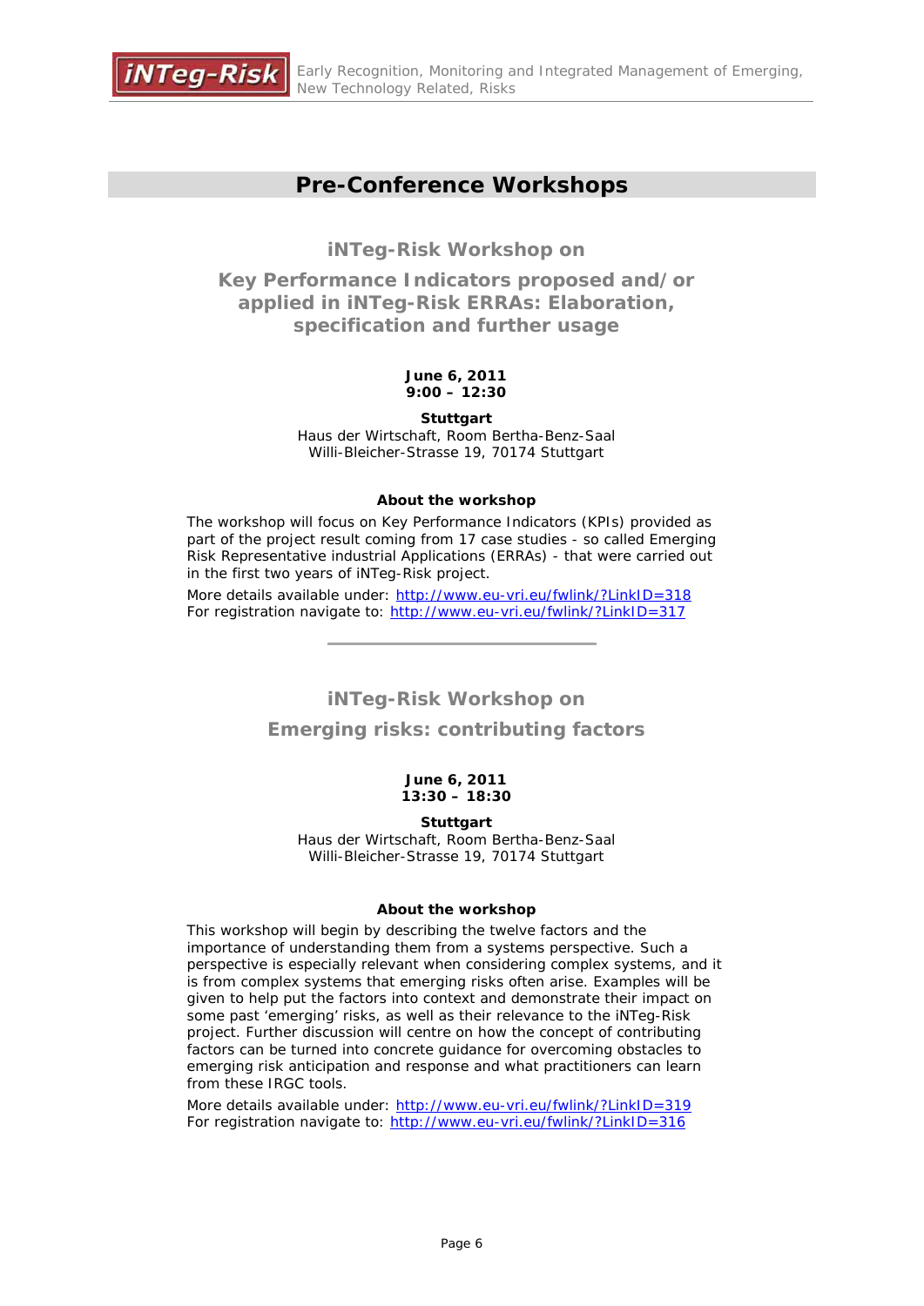# Pre-Conference Workshops

## iNTeg-Risk Workshop on

## Key Performance Indicators proposed and/or applied in iNTeg-Risk ERRAs: Elaboration, specification and further usage

**June 6, 2011**
**9:00 – 12:30**

**Stuttgart**
Haus der Wirtschaft, Room Bertha-Benz-Saal
Willi-Bleicher-Strasse 19, 70174 Stuttgart

**About the workshop**

The workshop will focus on Key Performance Indicators (KPIs) provided as part of the project result coming from 17 case studies - so called Emerging Risk Representative industrial Applications (ERRAs) - that were carried out in the first two years of iNTeg-Risk project.

More details available under: http://www.eu-vri.eu/fwlink/?LinkID=318
For registration navigate to: http://www.eu-vri.eu/fwlink/?LinkID=317

---

## iNTeg-Risk Workshop on

## Emerging risks: contributing factors

**June 6, 2011**
**13:30 – 18:30**

**Stuttgart**
Haus der Wirtschaft, Room Bertha-Benz-Saal
Willi-Bleicher-Strasse 19, 70174 Stuttgart

**About the workshop**

This workshop will begin by describing the twelve factors and the importance of understanding them from a systems perspective. Such a perspective is especially relevant when considering complex systems, and it is from complex systems that emerging risks often arise. Examples will be given to help put the factors into context and demonstrate their impact on some past 'emerging' risks, as well as their relevance to the iNTeg-Risk project. Further discussion will centre on how the concept of contributing factors can be turned into concrete guidance for overcoming obstacles to emerging risk anticipation and response and what practitioners can learn from these IRGC tools.

More details available under: http://www.eu-vri.eu/fwlink/?LinkID=319
For registration navigate to: http://www.eu-vri.eu/fwlink/?LinkID=316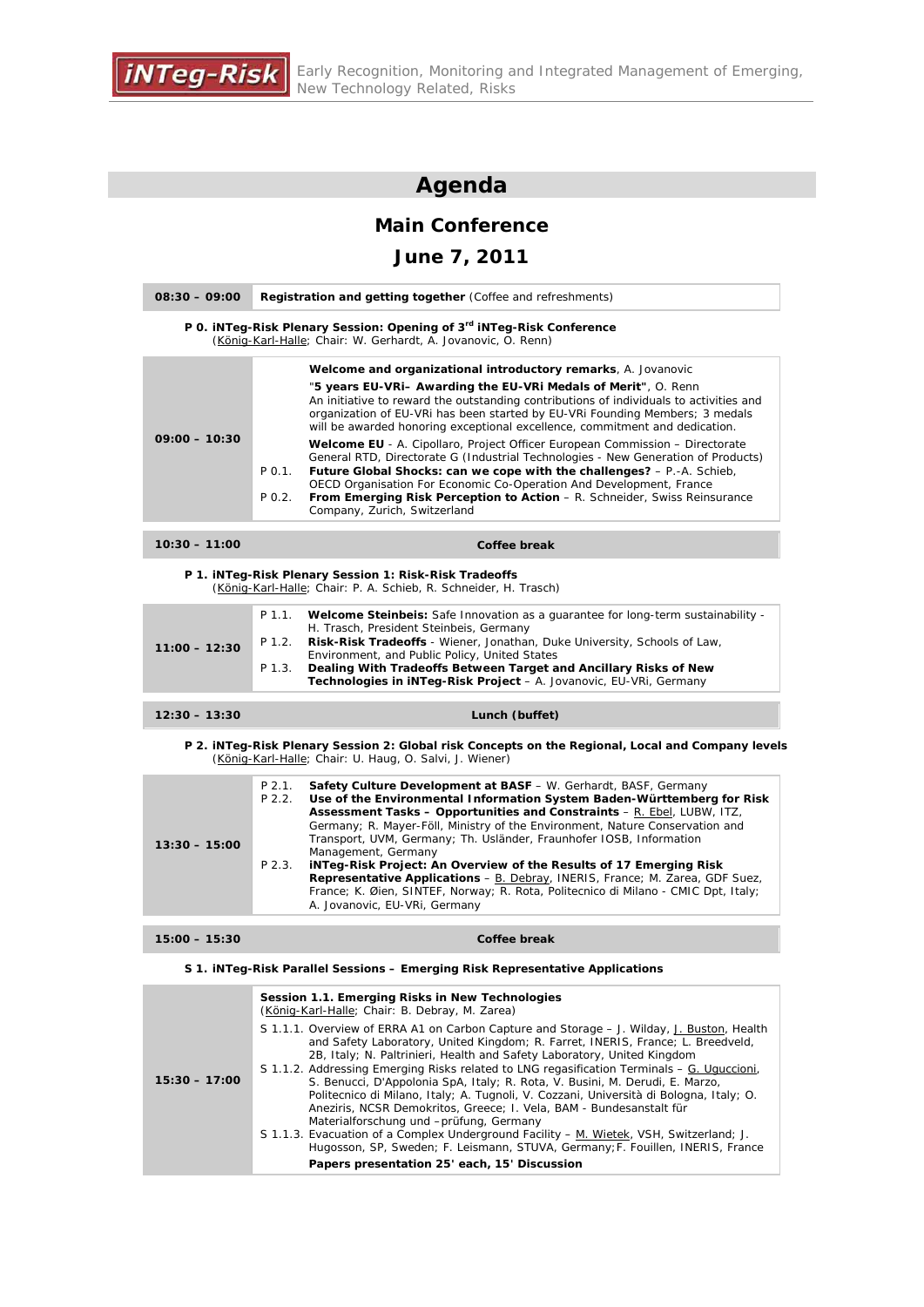# Agenda

## Main Conference

## June 7, 2011

| **08:30 – 09:00** | **Registration and getting together** (Coffee and refreshments) |
|---|---|

**P 0. iNTeg-Risk Plenary Session: Opening of 3rd iNTeg-Risk Conference**
(König-Karl-Halle; Chair: W. Gerhardt, A. Jovanovic, O. Renn)

| | | |
|---|---|---|
| **09:00 – 10:30** | | **Welcome and organizational introductory remarks**, A. Jovanovic |
| | | "**5 years EU-VRi– Awarding the EU-VRi Medals of Merit**", O. Renn<br>An initiative to reward the outstanding contributions of individuals to activities and organization of EU-VRi has been started by EU-VRi Founding Members; 3 medals will be awarded honoring exceptional excellence, commitment and dedication. |
| | | **Welcome EU** - A. Cipollaro, Project Officer European Commission – Directorate General RTD, Directorate G (Industrial Technologies - New Generation of Products) |
| | P 0.1. | **Future Global Shocks: can we cope with the challenges?** – P.-A. Schieb, OECD Organisation For Economic Co-Operation And Development, France |
| | P 0.2. | **From Emerging Risk Perception to Action** – R. Schneider, Swiss Reinsurance Company, Zurich, Switzerland |

| **10:30 – 11:00** | **Coffee break** |
|---|---|

**P 1. iNTeg-Risk Plenary Session 1: Risk-Risk Tradeoffs**
(König-Karl-Halle; Chair: P. A. Schieb, R. Schneider, H. Trasch)

| | | |
|---|---|---|
| **11:00 – 12:30** | P 1.1. | **Welcome Steinbeis:** Safe Innovation as a guarantee for long-term sustainability - H. Trasch, President Steinbeis, Germany |
| | P 1.2. | **Risk-Risk Tradeoffs** - Wiener, Jonathan, Duke University, Schools of Law, Environment, and Public Policy, United States |
| | P 1.3. | **Dealing With Tradeoffs Between Target and Ancillary Risks of New Technologies in iNTeg-Risk Project** – A. Jovanovic, EU-VRi, Germany |

| **12:30 – 13:30** | **Lunch (buffet)** |
|---|---|

**P 2. iNTeg-Risk Plenary Session 2: Global risk Concepts on the Regional, Local and Company levels**
(König-Karl-Halle; Chair: U. Haug, O. Salvi, J. Wiener)

| | | |
|---|---|---|
| **13:30 – 15:00** | P 2.1. | **Safety Culture Development at BASF** – W. Gerhardt, BASF, Germany |
| | P 2.2. | **Use of the Environmental Information System Baden-Württemberg for Risk Assessment Tasks – Opportunities and Constraints** – R. Ebel, LUBW, ITZ, Germany; R. Mayer-Föll, Ministry of the Environment, Nature Conservation and Transport, UVM, Germany; Th. Usländer, Fraunhofer IOSB, Information Management, Germany |
| | P 2.3. | **iNTeg-Risk Project: An Overview of the Results of 17 Emerging Risk Representative Applications** – B. Debray, INERIS, France; M. Zarea, GDF Suez, France; K. Øien, SINTEF, Norway; R. Rota, Politecnico di Milano - CMIC Dpt, Italy; A. Jovanovic, EU-VRi, Germany |

| **15:00 – 15:30** | **Coffee break** |
|---|---|

**S 1. iNTeg-Risk Parallel Sessions – Emerging Risk Representative Applications**

| | |
|---|---|
| **15:30 – 17:00** | **Session 1.1. Emerging Risks in New Technologies**<br>(König-Karl-Halle; Chair: B. Debray, M. Zarea) |
| | S 1.1.1. Overview of ERRA A1 on Carbon Capture and Storage – J. Wilday, J. Buston, Health and Safety Laboratory, United Kingdom; R. Farret, INERIS, France; L. Breedveld, 2B, Italy; N. Paltrinieri, Health and Safety Laboratory, United Kingdom |
| | S 1.1.2. Addressing Emerging Risks related to LNG regasification Terminals – G. Uguccioni, S. Benucci, D'Appolonia SpA, Italy; R. Rota, V. Busini, M. Derudi, E. Marzo, Politecnico di Milano, Italy; A. Tugnoli, V. Cozzani, Università di Bologna, Italy; O. Aneziris, NCSR Demokritos, Greece; I. Vela, BAM - Bundesanstalt für Materialforschung und –prüfung, Germany |
| | S 1.1.3. Evacuation of a Complex Underground Facility – M. Wietek, VSH, Switzerland; J. Hugosson, SP, Sweden; F. Leismann, STUVA, Germany; F. Fouillen, INERIS, France |
| | **Papers presentation 25' each, 15' Discussion** |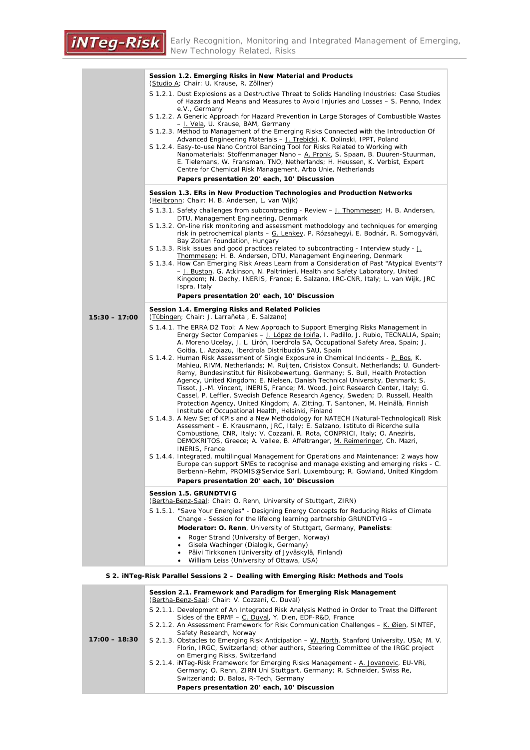| | |
|---|---|
| 15:30 – 17:00 | **Session 1.2. Emerging Risks in New Material and Products**<br>(Studio A; Chair: U. Krause, R. Zöllner)<br>S 1.2.1. Dust Explosions as a Destructive Threat to Solids Handling Industries: Case Studies of Hazards and Means and Measures to Avoid Injuries and Losses – S. Penno, Index e.V., Germany<br>S 1.2.2. A Generic Approach for Hazard Prevention in Large Storages of Combustible Wastes – I. Vela, U. Krause, BAM, Germany<br>S 1.2.3. Method to Management of the Emerging Risks Connected with the Introduction Of Advanced Engineering Materials – J. Trebicki, K. Dolinski, IPPT, Poland<br>S 1.2.4. Easy-to-use Nano Control Banding Tool for Risks Related to Working with Nanomaterials: Stoffenmanager Nano – A. Pronk, S. Spaan, B. Duuren-Stuurman, E. Tielemans, W. Fransman, TNO, Netherlands; H. Heussen, K. Verbist, Expert Centre for Chemical Risk Management, Arbo Unie, Netherlands<br>**Papers presentation 20' each, 10' Discussion** |
| | **Session 1.3. ERs in New Production Technologies and Production Networks**<br>(Heilbronn; Chair: H. B. Andersen, L. van Wijk)<br>S 1.3.1. Safety challenges from subcontracting - Review – J. Thommesen; H. B. Andersen, DTU, Management Engineering, Denmark<br>S 1.3.2. On-line risk monitoring and assessment methodology and techniques for emerging risk in petrochemical plants – G. Lenkey, P. Rózsahegyi, E. Bodnár, R. Somogyvári, Bay Zoltan Foundation, Hungary<br>S 1.3.3. Risk issues and good practices related to subcontracting - Interview study - J. Thommesen; H. B. Andersen, DTU, Management Engineering, Denmark<br>S 1.3.4. How Can Emerging Risk Areas Learn from a Consideration of Past "Atypical Events"? – J. Buston, G. Atkinson, N. Paltrinieri, Health and Safety Laboratory, United Kingdom; N. Dechy, INERIS, France; E. Salzano, IRC-CNR, Italy; L. van Wijk, JRC Ispra, Italy<br>**Papers presentation 20' each, 10' Discussion** |
| | **Session 1.4. Emerging Risks and Related Policies**<br>(Tübingen; Chair: J. Larrañeta , E. Salzano)<br>S 1.4.1. The ERRA D2 Tool: A New Approach to Support Emerging Risks Management in Energy Sector Companies – J. López de Ipiña, I. Padillo, J. Rubio, TECNALIA, Spain; A. Moreno Ucelay, J. L. Lirón, Iberdrola SA, Occupational Safety Area, Spain; J. Goitia, L. Azpiazu, Iberdrola Distribución SAU, Spain<br>S 1.4.2. Human Risk Assessment of Single Exposure in Chemical Incidents - P. Bos, K. Mahieu, RIVM, Netherlands; M. Ruijten, Crisistox Consult, Netherlands; U. Gundert-Remy, Bundesinstitut für Risikobewertung, Germany; S. Bull, Health Protection Agency, United Kingdom; E. Nielsen, Danish Technical University, Denmark; S. Tissot, J.-M. Vincent, INERIS, France; M. Wood, Joint Research Center, Italy; G. Cassel, P. Leffler, Swedish Defence Research Agency, Sweden; D. Russell, Health Protection Agency, United Kingdom; A. Zitting, T. Santonen, M. Heinälä, Finnish Institute of Occupational Health, Helsinki, Finland<br>S 1.4.3. A New Set of KPIs and a New Methodology for NATECH (Natural-Technological) Risk Assessment – E. Krausmann, JRC, Italy; E. Salzano, Istituto di Ricerche sulla Combustione, CNR, Italy; V. Cozzani, R. Rota, CONPRICI, Italy; O. Aneziris, DEMOKRITOS, Greece; A. Vallee, B. Affeltranger, M. Reimeringer, Ch. Mazri, INERIS, France<br>S 1.4.4. Integrated, multilingual Management for Operations and Maintenance: 2 ways how Europe can support SMEs to recognise and manage existing and emerging risks - C. Berbenni-Rehm, PROMIS@Service Sarl, Luxembourg; R. Gowland, United Kingdom<br>**Papers presentation 20' each, 10' Discussion** |
| | **Session 1.5. GRUNDTVIG**<br>(Bertha-Benz-Saal; Chair: O. Renn, University of Stuttgart, ZIRN)<br>S 1.5.1. "Save Your Energies" - Designing Energy Concepts for Reducing Risks of Climate Change - Session for the lifelong learning partnership GRUNDTVIG –<br>**Moderator: O. Renn**, University of Stuttgart, Germany, **Panelists**:<br>• Roger Strand (University of Bergen, Norway)<br>• Gisela Wachinger (Dialogik, Germany)<br>• Päivi Tirkkonen (University of Jyväskylä, Finland)<br>• William Leiss (University of Ottawa, USA) |

**S 2. iNTeg-Risk Parallel Sessions 2 – Dealing with Emerging Risk: Methods and Tools**

| | |
|---|---|
| 17:00 – 18:30 | **Session 2.1. Framework and Paradigm for Emerging Risk Management**<br>(Bertha-Benz-Saal; Chair: V. Cozzani, C. Duval)<br>S 2.1.1. Development of An Integrated Risk Analysis Method in Order to Treat the Different Sides of the ERMF – C. Duval, Y. Dien, EDF-R&D, France<br>S 2.1.2. An Assessment Framework for Risk Communication Challenges – K. Øien, SINTEF, Safety Research, Norway<br>S 2.1.3. Obstacles to Emerging Risk Anticipation – W. North, Stanford University, USA; M. V. Florin, IRGC, Switzerland; other authors, Steering Committee of the IRGC project on Emerging Risks, Switzerland<br>S 2.1.4. iNTeg-Risk Framework for Emerging Risks Management - A. Jovanovic, EU-VRi, Germany; O. Renn, ZIRN Uni Stuttgart, Germany; R. Schneider, Swiss Re, Switzerland; D. Balos, R-Tech, Germany<br>**Papers presentation 20' each, 10' Discussion** |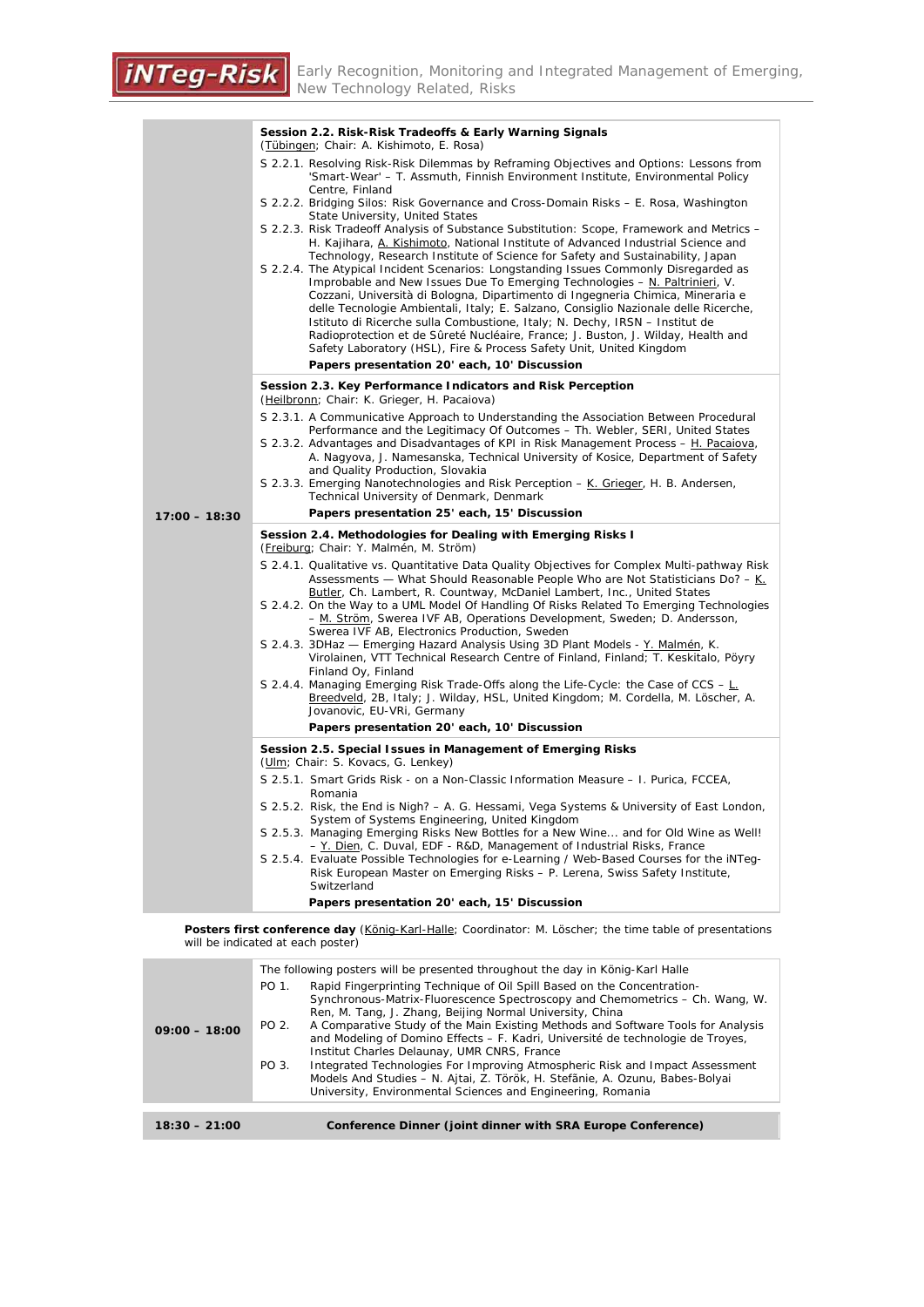| | |
|---|---|
| 17:00 – 18:30 | **Session 2.2. Risk-Risk Tradeoffs & Early Warning Signals**<br>(Tübingen; Chair: A. Kishimoto, E. Rosa)<br>S 2.2.1. Resolving Risk-Risk Dilemmas by Reframing Objectives and Options: Lessons from 'Smart-Wear' – T. Assmuth, Finnish Environment Institute, Environmental Policy Centre, Finland<br>S 2.2.2. Bridging Silos: Risk Governance and Cross-Domain Risks – E. Rosa, Washington State University, United States<br>S 2.2.3. Risk Tradeoff Analysis of Substance Substitution: Scope, Framework and Metrics – H. Kajihara, A. Kishimoto, National Institute of Advanced Industrial Science and Technology, Research Institute of Science for Safety and Sustainability, Japan<br>S 2.2.4. The Atypical Incident Scenarios: Longstanding Issues Commonly Disregarded as Improbable and New Issues Due To Emerging Technologies – N. Paltrinieri, V. Cozzani, Università di Bologna, Dipartimento di Ingegneria Chimica, Mineraria e delle Tecnologie Ambientali, Italy; E. Salzano, Consiglio Nazionale delle Ricerche, Istituto di Ricerche sulla Combustione, Italy; N. Dechy, IRSN – Institut de Radioprotection et de Sûreté Nucléaire, France; J. Buston, J. Wilday, Health and Safety Laboratory (HSL), Fire & Process Safety Unit, United Kingdom<br>**Papers presentation 20' each, 10' Discussion** |
| | **Session 2.3. Key Performance Indicators and Risk Perception**<br>(Heilbronn; Chair: K. Grieger, H. Pacaiova)<br>S 2.3.1. A Communicative Approach to Understanding the Association Between Procedural Performance and the Legitimacy Of Outcomes – Th. Webler, SERI, United States<br>S 2.3.2. Advantages and Disadvantages of KPI in Risk Management Process – H. Pacaiova, A. Nagyova, J. Namesanska, Technical University of Kosice, Department of Safety and Quality Production, Slovakia<br>S 2.3.3. Emerging Nanotechnologies and Risk Perception – K. Grieger, H. B. Andersen, Technical University of Denmark, Denmark<br>**Papers presentation 25' each, 15' Discussion** |
| | **Session 2.4. Methodologies for Dealing with Emerging Risks I**<br>(Freiburg; Chair: Y. Malmén, M. Ström)<br>S 2.4.1. Qualitative vs. Quantitative Data Quality Objectives for Complex Multi-pathway Risk Assessments — What Should Reasonable People Who are Not Statisticians Do? – K. Butler, Ch. Lambert, R. Countway, McDaniel Lambert, Inc., United States<br>S 2.4.2. On the Way to a UML Model Of Handling Of Risks Related To Emerging Technologies – M. Ström, Swerea IVF AB, Operations Development, Sweden; D. Andersson, Swerea IVF AB, Electronics Production, Sweden<br>S 2.4.3. 3DHaz — Emerging Hazard Analysis Using 3D Plant Models - Y. Malmén, K. Virolainen, VTT Technical Research Centre of Finland, Finland; T. Keskitalo, Pöyry Finland Oy, Finland<br>S 2.4.4. Managing Emerging Risk Trade-Offs along the Life-Cycle: the Case of CCS – L. Breedveld, 2B, Italy; J. Wilday, HSL, United Kingdom; M. Cordella, M. Löscher, A. Jovanovic, EU-VRi, Germany<br>**Papers presentation 20' each, 10' Discussion** |
| | **Session 2.5. Special Issues in Management of Emerging Risks**<br>(Ulm; Chair: S. Kovacs, G. Lenkey)<br>S 2.5.1. Smart Grids Risk - on a Non-Classic Information Measure – I. Purica, FCCEA, Romania<br>S 2.5.2. Risk, the End is Nigh? – A. G. Hessami, Vega Systems & University of East London, System of Systems Engineering, United Kingdom<br>S 2.5.3. Managing Emerging Risks New Bottles for a New Wine... and for Old Wine as Well! – Y. Dien, C. Duval, EDF - R&D, Management of Industrial Risks, France<br>S 2.5.4. Evaluate Possible Technologies for e-Learning / Web-Based Courses for the iNTeg-Risk European Master on Emerging Risks – P. Lerena, Swiss Safety Institute, Switzerland<br>**Papers presentation 20' each, 15' Discussion** |

**Posters first conference day** (König-Karl-Halle; Coordinator: M. Löscher; the time table of presentations will be indicated at each poster)

| | |
|---|---|
| 09:00 – 18:00 | The following posters will be presented throughout the day in König-Karl Halle<br>PO 1. Rapid Fingerprinting Technique of Oil Spill Based on the Concentration-Synchronous-Matrix-Fluorescence Spectroscopy and Chemometrics – Ch. Wang, W. Ren, M. Tang, J. Zhang, Beijing Normal University, China<br>PO 2. A Comparative Study of the Main Existing Methods and Software Tools for Analysis and Modeling of Domino Effects – F. Kadri, Université de technologie de Troyes, Institut Charles Delaunay, UMR CNRS, France<br>PO 3. Integrated Technologies For Improving Atmospheric Risk and Impact Assessment Models And Studies – N. Ajtai, Z. Török, H. Stefănie, A. Ozunu, Babes-Bolyai University, Environmental Sciences and Engineering, Romania |

| | |
|---|---|
| **18:30 – 21:00** | **Conference Dinner (joint dinner with SRA Europe Conference)** |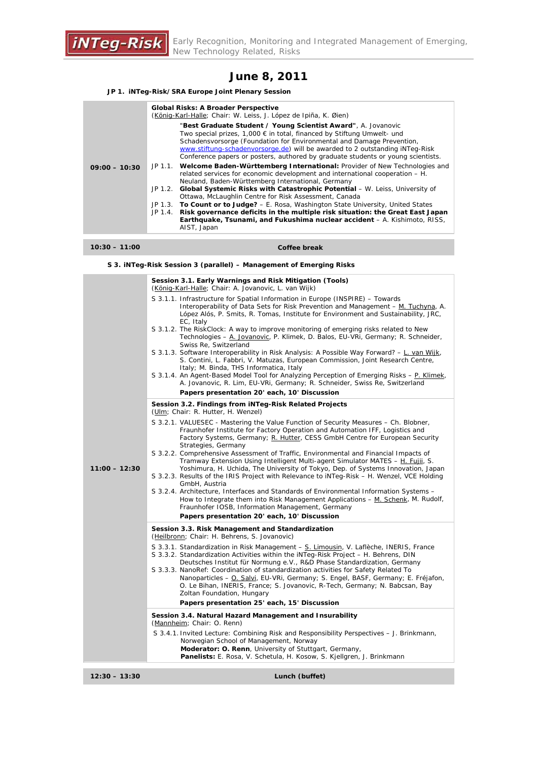# June 8, 2011

**JP 1. iNTeg-Risk/SRA Europe Joint Plenary Session**

| Time | Programme |
|---|---|
| 09:00 – 10:30 | **Global Risks: A Broader Perspective**<br>(König-Karl-Halle; Chair: W. Leiss, J. López de Ipiña, K. Øien)<br>"**Best Graduate Student / Young Scientist Award"**, A. Jovanovic<br>Two special prizes, 1,000 € in total, financed by Stiftung Umwelt- und Schadensvorsorge (Foundation for Environmental and Damage Prevention, www.stiftung-schadenvorsorge.de) will be awarded to 2 outstanding iNTeg-Risk Conference papers or posters, authored by graduate students or young scientists.<br>JP 1.1. **Welcome Baden-Württemberg International:** Provider of New Technologies and related services for economic development and international cooperation – H. Neuland, Baden-Württemberg International, Germany<br>JP 1.2. **Global Systemic Risks with Catastrophic Potential** – W. Leiss, University of Ottawa, McLaughlin Centre for Risk Assessment, Canada<br>JP 1.3. **To Count or to Judge?** – E. Rosa, Washington State University, United States<br>JP 1.4. **Risk governance deficits in the multiple risk situation: the Great East Japan Earthquake, Tsunami, and Fukushima nuclear accident** – A. Kishimoto, RISS, AIST, Japan |
| **10:30 – 11:00** | **Coffee break** |

**S 3. iNTeg-Risk Session 3 (parallel) – Management of Emerging Risks**

| Time | Programme |
|---|---|
| 11:00 – 12:30 | **Session 3.1. Early Warnings and Risk Mitigation (Tools)**<br>(König-Karl-Halle; Chair: A. Jovanovic, L. van Wijk)<br>S 3.1.1. Infrastructure for Spatial Information in Europe (INSPIRE) – Towards Interoperability of Data Sets for Risk Prevention and Management – M. Tuchyna, A. López Alós, P. Smits, R. Tomas, Institute for Environment and Sustainability, JRC, EC, Italy<br>S 3.1.2. The RiskClock: A way to improve monitoring of emerging risks related to New Technologies – A. Jovanovic, P. Klimek, D. Balos, EU-VRi, Germany; R. Schneider, Swiss Re, Switzerland<br>S 3.1.3. Software Interoperability in Risk Analysis: A Possible Way Forward? – L. van Wijk, S. Contini, L. Fabbri, V. Matuzas, European Commission, Joint Research Centre, Italy; M. Binda, THS Informatica, Italy<br>S 3.1.4. An Agent-Based Model Tool for Analyzing Perception of Emerging Risks – P. Klimek, A. Jovanovic, R. Lim, EU-VRi, Germany; R. Schneider, Swiss Re, Switzerland<br>**Papers presentation 20' each, 10' Discussion** |
| | **Session 3.2. Findings from iNTeg-Risk Related Projects**<br>(Ulm; Chair: R. Hutter, H. Wenzel)<br>S 3.2.1. VALUESEC - Mastering the Value Function of Security Measures – Ch. Blobner, Fraunhofer Institute for Factory Operation and Automation IFF, Logistics and Factory Systems, Germany; R. Hutter, CESS GmbH Centre for European Security Strategies, Germany<br>S 3.2.2. Comprehensive Assessment of Traffic, Environmental and Financial Impacts of Tramway Extension Using Intelligent Multi-agent Simulator MATES – H. Fujii, S. Yoshimura, H. Uchida, The University of Tokyo, Dep. of Systems Innovation, Japan<br>S 3.2.3. Results of the IRIS Project with Relevance to iNTeg-Risk – H. Wenzel, VCE Holding GmbH, Austria<br>S 3.2.4. Architecture, Interfaces and Standards of Environmental Information Systems – How to Integrate them into Risk Management Applications – M. Schenk, M. Rudolf, Fraunhofer IOSB, Information Management, Germany<br>**Papers presentation 20' each, 10' Discussion** |
| | **Session 3.3. Risk Management and Standardization**<br>(Heilbronn; Chair: H. Behrens, S. Jovanovic)<br>S 3.3.1. Standardization in Risk Management – S. Limousin, V. Laflèche, INERIS, France<br>S 3.3.2. Standardization Activities within the iNTeg-Risk Project – H. Behrens, DIN Deutsches Institut für Normung e.V., R&D Phase Standardization, Germany<br>S 3.3.3. NanoRef: Coordination of standardization activities for Safety Related To Nanoparticles – O. Salvi, EU-VRi, Germany; S. Engel, BASF, Germany; E. Fréjafon, O. Le Bihan, INERIS, France; S. Jovanovic, R-Tech, Germany; N. Babcsan, Bay Zoltan Foundation, Hungary<br>**Papers presentation 25' each, 15' Discussion** |
| | **Session 3.4. Natural Hazard Management and Insurability**<br>(Mannheim; Chair: O. Renn)<br>S 3.4.1. Invited Lecture: Combining Risk and Responsibility Perspectives – J. Brinkmann, Norwegian School of Management, Norway<br>**Moderator: O. Renn**, University of Stuttgart, Germany,<br>**Panelists:** E. Rosa, V. Schetula, H. Kosow, S. Kjellgren, J. Brinkmann |
| **12:30 – 13:30** | **Lunch (buffet)** |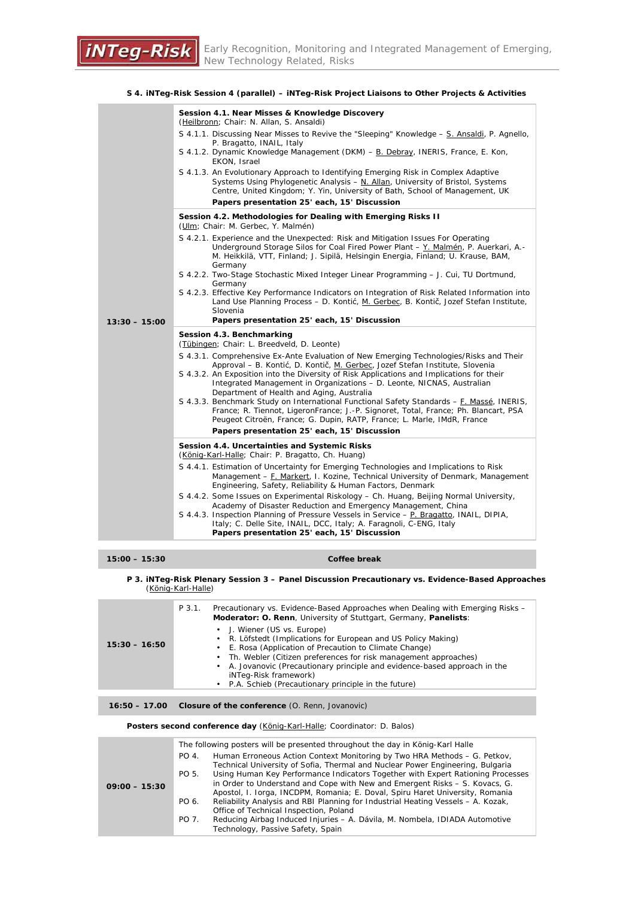**S 4. iNTeg-Risk Session 4 (parallel) – iNTeg-Risk Project Liaisons to Other Projects & Activities**

| Time | Session |
|---|---|
| 13:30 – 15:00 | **Session 4.1. Near Misses & Knowledge Discovery**<br>(Heilbronn; Chair: N. Allan, S. Ansaldi)<br>S 4.1.1. Discussing Near Misses to Revive the "Sleeping" Knowledge – S. Ansaldi, P. Agnello, P. Bragatto, INAIL, Italy<br>S 4.1.2. Dynamic Knowledge Management (DKM) – B. Debray, INERIS, France, E. Kon, EKON, Israel<br>S 4.1.3. An Evolutionary Approach to Identifying Emerging Risk in Complex Adaptive Systems Using Phylogenetic Analysis – N. Allan, University of Bristol, Systems Centre, United Kingdom; Y. Yin, University of Bath, School of Management, UK<br>**Papers presentation 25' each, 15' Discussion** |
| | **Session 4.2. Methodologies for Dealing with Emerging Risks II**<br>(Ulm; Chair: M. Gerbec, Y. Malmén)<br>S 4.2.1. Experience and the Unexpected: Risk and Mitigation Issues For Operating Underground Storage Silos for Coal Fired Power Plant – Y. Malmén, P. Auerkari, A.-M. Heikkilä, VTT, Finland; J. Sipilä, Helsingin Energia, Finland; U. Krause, BAM, Germany<br>S 4.2.2. Two-Stage Stochastic Mixed Integer Linear Programming – J. Cui, TU Dortmund, Germany<br>S 4.2.3. Effective Key Performance Indicators on Integration of Risk Related Information into Land Use Planning Process – D. Kontić, M. Gerbec, B. Kontič, Jozef Stefan Institute, Slovenia<br>**Papers presentation 25' each, 15' Discussion** |
| | **Session 4.3. Benchmarking**<br>(Tübingen; Chair: L. Breedveld, D. Leonte)<br>S 4.3.1. Comprehensive Ex-Ante Evaluation of New Emerging Technologies/Risks and Their Approval – B. Kontić, D. Kontič, M. Gerbec, Jozef Stefan Institute, Slovenia<br>S 4.3.2. An Exposition into the Diversity of Risk Applications and Implications for their Integrated Management in Organizations – D. Leonte, NICNAS, Australian Department of Health and Aging, Australia<br>S 4.3.3. Benchmark Study on International Functional Safety Standards – F. Massé, INERIS, France; R. Tiennot, LigeronFrance; J.-P. Signoret, Total, France; Ph. Blancart, PSA Peugeot Citroën, France; G. Dupin, RATP, France; L. Marle, IMdR, France<br>**Papers presentation 25' each, 15' Discussion** |
| | **Session 4.4. Uncertainties and Systemic Risks**<br>(König-Karl-Halle; Chair: P. Bragatto, Ch. Huang)<br>S 4.4.1. Estimation of Uncertainty for Emerging Technologies and Implications to Risk Management – F. Markert, I. Kozine, Technical University of Denmark, Management Engineering, Safety, Reliability & Human Factors, Denmark<br>S 4.4.2. Some Issues on Experimental Riskology – Ch. Huang, Beijing Normal University, Academy of Disaster Reduction and Emergency Management, China<br>S 4.4.3. Inspection Planning of Pressure Vessels in Service – P. Bragatto, INAIL, DIPIA, Italy; C. Delle Site, INAIL, DCC, Italy; A. Faragnoli, C-ENG, Italy<br>**Papers presentation 25' each, 15' Discussion** |

| | |
|---|---|
| **15:00 – 15:30** | **Coffee break** |

**P 3. iNTeg-Risk Plenary Session 3 – Panel Discussion Precautionary vs. Evidence-Based Approaches** (König-Karl-Halle)

| Time | Session |
|---|---|
| 15:30 – 16:50 | P 3.1. Precautionary vs. Evidence-Based Approaches when Dealing with Emerging Risks – **Moderator: O. Renn**, University of Stuttgart, Germany, **Panelists**:<br>• J. Wiener (US vs. Europe)<br>• R. Löfstedt (Implications for European and US Policy Making)<br>• E. Rosa (Application of Precaution to Climate Change)<br>• Th. Webler (Citizen preferences for risk management approaches)<br>• A. Jovanovic (Precautionary principle and evidence-based approach in the iNTeg-Risk framework)<br>• P.A. Schieb (Precautionary principle in the future) |

| | |
|---|---|
| **16:50 – 17.00** | **Closure of the conference** (O. Renn, Jovanovic) |

**Posters second conference day** (König-Karl-Halle; Coordinator: D. Balos)

| Time | Posters |
|---|---|
| 09:00 – 15:30 | The following posters will be presented throughout the day in König-Karl Halle<br>PO 4. Human Erroneous Action Context Monitoring by Two HRA Methods – G. Petkov, Technical University of Sofia, Thermal and Nuclear Power Engineering, Bulgaria<br>PO 5. Using Human Key Performance Indicators Together with Expert Rationing Processes in Order to Understand and Cope with New and Emergent Risks – S. Kovacs, G. Apostol, I. Iorga, INCDPM, Romania; E. Doval, Spiru Haret University, Romania<br>PO 6. Reliability Analysis and RBI Planning for Industrial Heating Vessels – A. Kozak, Office of Technical Inspection, Poland<br>PO 7. Reducing Airbag Induced Injuries – A. Dávila, M. Nombela, IDIADA Automotive Technology, Passive Safety, Spain |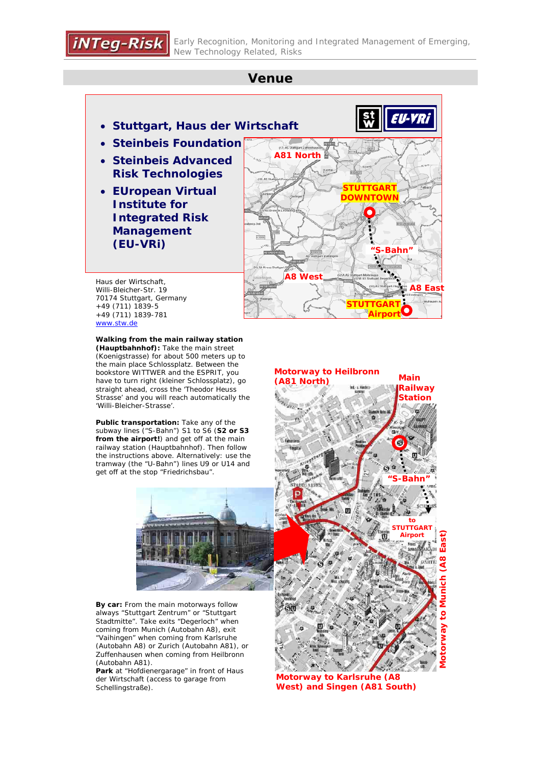# Venue

- **Stuttgart, Haus der Wirtschaft**
- **Steinbeis Foundation**
- **Steinbeis Advanced Risk Technologies**
- **EUropean Virtual Institute for Integrated Risk Management (EU-VRi)**

Haus der Wirtschaft,
Willi-Bleicher-Str. 19
70174 Stuttgart, Germany
+49 (711) 1839-5
+49 (711) 1839-781
www.stw.de

**Walking from the main railway station (Hauptbahnhof):** Take the main street (Koenigstrasse) for about 500 meters up to the main place Schlossplatz. Between the bookstore WITTWER and the ESPRIT, you have to turn right (kleiner Schlossplatz), go straight ahead, cross the 'Theodor Heuss Strasse' and you will reach automatically the 'Willi-Bleicher-Strasse'.

**Public transportation:** Take any of the subway lines ("S-Bahn") S1 to S6 (**S2 or S3 from the airport!**) and get off at the main railway station (Hauptbahnhof). Then follow the instructions above. Alternatively: use the tramway (the "U-Bahn") lines U9 or U14 and get off at the stop "Friedrichsbau".

**By car:** From the main motorways follow always "Stuttgart Zentrum" or "Stuttgart Stadtmitte". Take exits "Degerloch" when coming from Munich (Autobahn A8), exit "Vaihingen" when coming from Karlsruhe (Autobahn A8) or Zurich (Autobahn A81), or Zuffenhausen when coming from Heilbronn (Autobahn A81).
**Park** at "Hofdienergarage" in front of Haus der Wirtschaft (access to garage from Schellingstraße).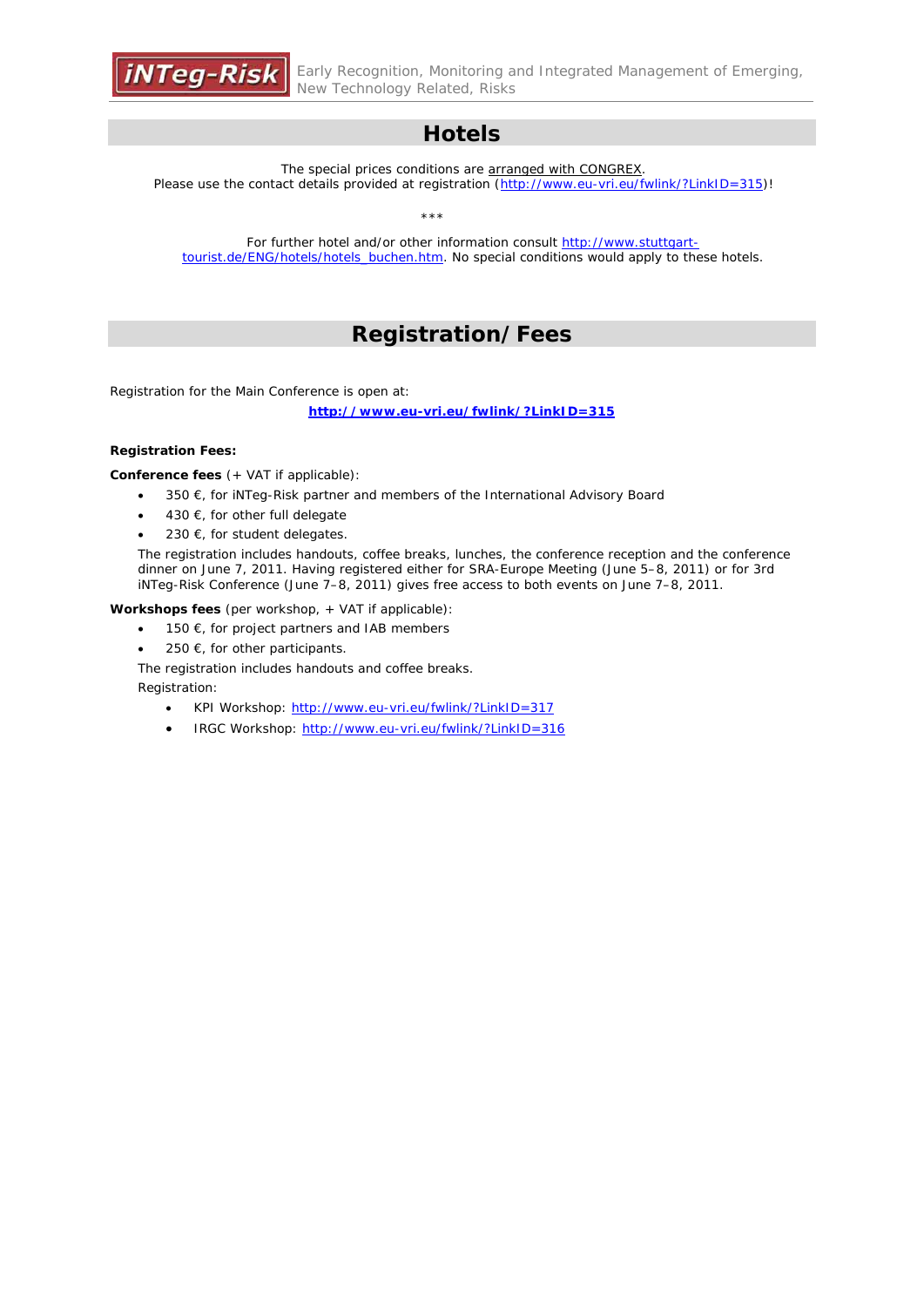# Hotels

The special prices conditions are arranged with CONGREX.
Please use the contact details provided at registration (http://www.eu-vri.eu/fwlink/?LinkID=315)!

***

For further hotel and/or other information consult http://www.stuttgart-tourist.de/ENG/hotels/hotels_buchen.htm. No special conditions would apply to these hotels.

# Registration/Fees

Registration for the Main Conference is open at:

**http://www.eu-vri.eu/fwlink/?LinkID=315**

**Registration Fees:**

**Conference fees** (+ VAT if applicable):

- 350 €, for iNTeg-Risk partner and members of the International Advisory Board
- 430 €, for other full delegate
- 230 €, for student delegates.

The registration includes handouts, coffee breaks, lunches, the conference reception and the conference dinner on June 7, 2011. Having registered either for SRA-Europe Meeting (June 5–8, 2011) or for 3rd iNTeg-Risk Conference (June 7–8, 2011) gives free access to both events on June 7–8, 2011.

**Workshops fees** (per workshop, + VAT if applicable):

- 150 €, for project partners and IAB members
- 250 €, for other participants.

The registration includes handouts and coffee breaks.

Registration:

- KPI Workshop: http://www.eu-vri.eu/fwlink/?LinkID=317
- IRGC Workshop: http://www.eu-vri.eu/fwlink/?LinkID=316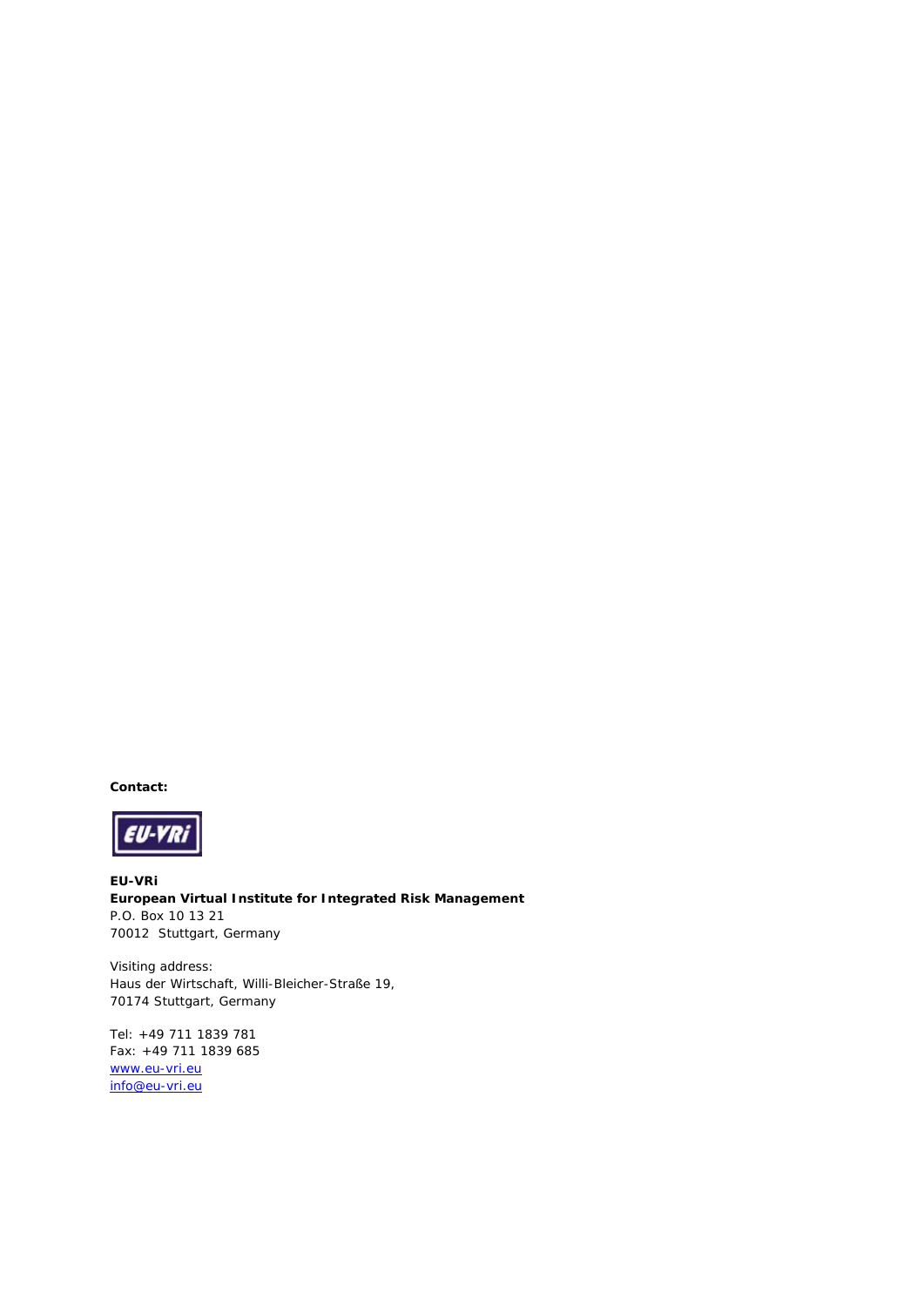**Contact:**

**EU-VRi**
**European Virtual Institute for Integrated Risk Management**
P.O. Box 10 13 21
70012  Stuttgart, Germany

Visiting address:
Haus der Wirtschaft, Willi-Bleicher-Straße 19,
70174 Stuttgart, Germany

Tel: +49 711 1839 781
Fax: +49 711 1839 685
www.eu-vri.eu
info@eu-vri.eu